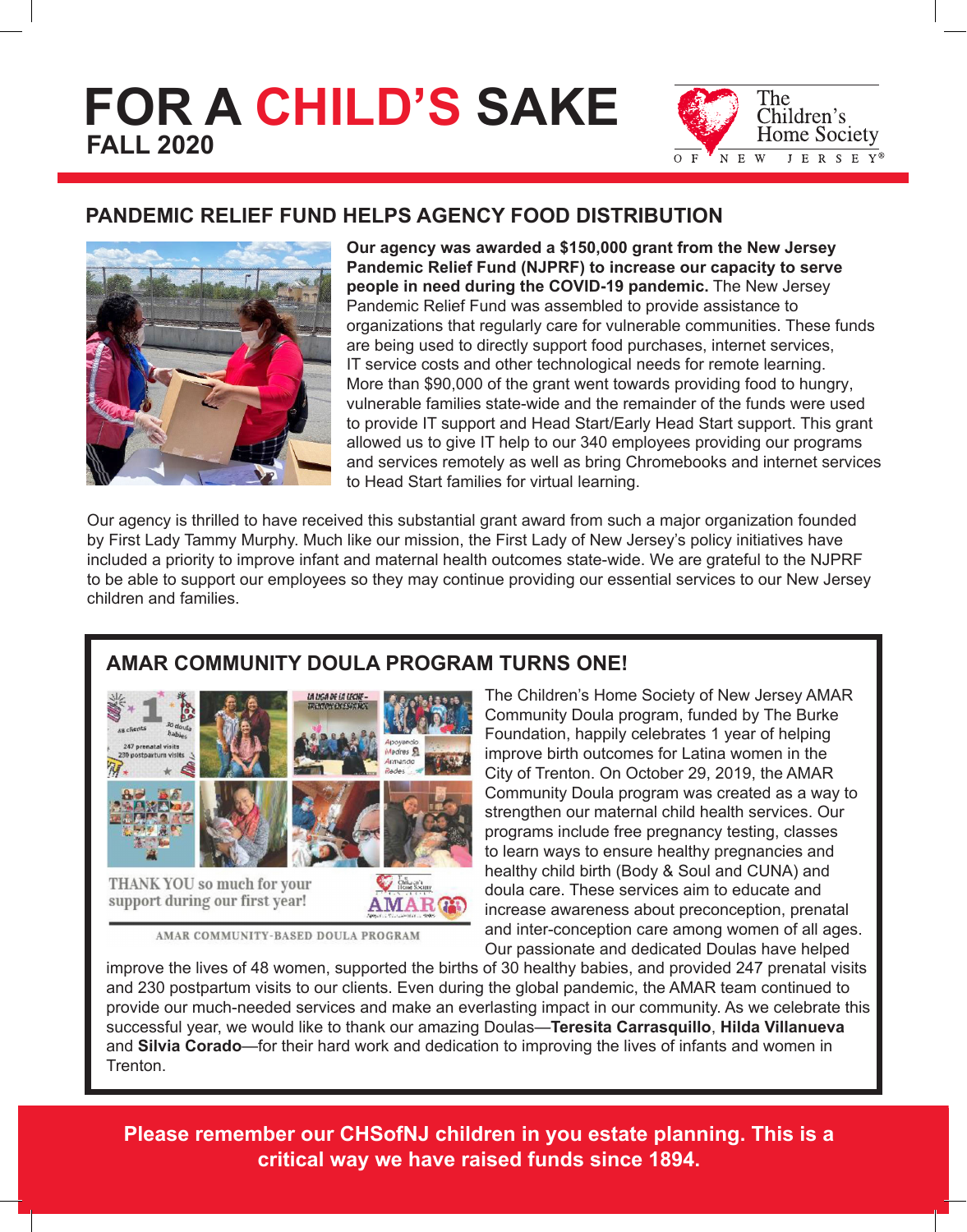# FOR A CHILD'S SAKE

**FALL 2020**

The Children's Home Society of New Jersey®

## PANDEMIC RELIEF FUND HELPS AGENCY FOOD DISTRIBUTION

**Our agency was awarded a $150,000 grant from the New Jersey Pandemic Relief Fund (NJPRF) to increase our capacity to serve people in need during the COVID-19 pandemic.** The New Jersey Pandemic Relief Fund was assembled to provide assistance to organizations that regularly care for vulnerable communities. These funds are being used to directly support food purchases, internet services, IT service costs and other technological needs for remote learning. More than $90,000 of the grant went towards providing food to hungry, vulnerable families state-wide and the remainder of the funds were used to provide IT support and Head Start/Early Head Start support. This grant allowed us to give IT help to our 340 employees providing our programs and services remotely as well as bring Chromebooks and internet services to Head Start families for virtual learning.

Our agency is thrilled to have received this substantial grant award from such a major organization founded by First Lady Tammy Murphy. Much like our mission, the First Lady of New Jersey's policy initiatives have included a priority to improve infant and maternal health outcomes state-wide. We are grateful to the NJPRF to be able to support our employees so they may continue providing our essential services to our New Jersey children and families.

## AMAR COMMUNITY DOULA PROGRAM TURNS ONE!

THANK YOU so much for your support during our first year!

AMAR COMMUNITY-BASED DOULA PROGRAM

The Children's Home Society of New Jersey AMAR Community Doula program, funded by The Burke Foundation, happily celebrates 1 year of helping improve birth outcomes for Latina women in the City of Trenton. On October 29, 2019, the AMAR Community Doula program was created as a way to strengthen our maternal child health services. Our programs include free pregnancy testing, classes to learn ways to ensure healthy pregnancies and healthy child birth (Body & Soul and CUNA) and doula care. These services aim to educate and increase awareness about preconception, prenatal and inter-conception care among women of all ages. Our passionate and dedicated Doulas have helped improve the lives of 48 women, supported the births of 30 healthy babies, and provided 247 prenatal visits and 230 postpartum visits to our clients. Even during the global pandemic, the AMAR team continued to provide our much-needed services and make an everlasting impact in our community. As we celebrate this successful year, we would like to thank our amazing Doulas—**Teresita Carrasquillo**, **Hilda Villanueva** and **Silvia Corado**—for their hard work and dedication to improving the lives of infants and women in Trenton.

**Please remember our CHSofNJ children in you estate planning. This is a critical way we have raised funds since 1894.**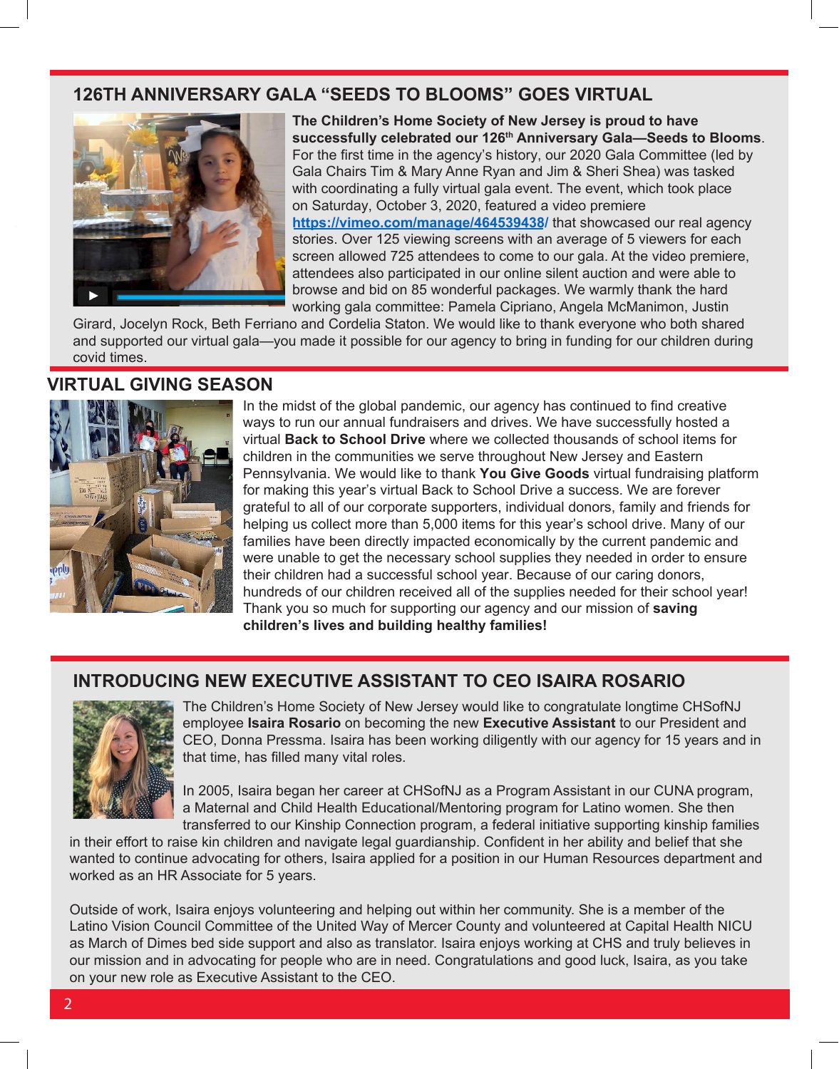## 126TH ANNIVERSARY GALA "SEEDS TO BLOOMS" GOES VIRTUAL

**The Children's Home Society of New Jersey is proud to have successfully celebrated our 126th Anniversary Gala—Seeds to Blooms**. For the first time in the agency's history, our 2020 Gala Committee (led by Gala Chairs Tim & Mary Anne Ryan and Jim & Sheri Shea) was tasked with coordinating a fully virtual gala event. The event, which took place on Saturday, October 3, 2020, featured a video premiere **https://vimeo.com/manage/464539438/** that showcased our real agency stories. Over 125 viewing screens with an average of 5 viewers for each screen allowed 725 attendees to come to our gala. At the video premiere, attendees also participated in our online silent auction and were able to browse and bid on 85 wonderful packages. We warmly thank the hard working gala committee: Pamela Cipriano, Angela McManimon, Justin Girard, Jocelyn Rock, Beth Ferriano and Cordelia Staton. We would like to thank everyone who both shared and supported our virtual gala—you made it possible for our agency to bring in funding for our children during covid times.

## VIRTUAL GIVING SEASON

In the midst of the global pandemic, our agency has continued to find creative ways to run our annual fundraisers and drives. We have successfully hosted a virtual **Back to School Drive** where we collected thousands of school items for children in the communities we serve throughout New Jersey and Eastern Pennsylvania. We would like to thank **You Give Goods** virtual fundraising platform for making this year's virtual Back to School Drive a success. We are forever grateful to all of our corporate supporters, individual donors, family and friends for helping us collect more than 5,000 items for this year's school drive. Many of our families have been directly impacted economically by the current pandemic and were unable to get the necessary school supplies they needed in order to ensure their children had a successful school year. Because of our caring donors, hundreds of our children received all of the supplies needed for their school year! Thank you so much for supporting our agency and our mission of **saving children's lives and building healthy families!**

## INTRODUCING NEW EXECUTIVE ASSISTANT TO CEO ISAIRA ROSARIO

The Children's Home Society of New Jersey would like to congratulate longtime CHSofNJ employee **Isaira Rosario** on becoming the new **Executive Assistant** to our President and CEO, Donna Pressma. Isaira has been working diligently with our agency for 15 years and in that time, has filled many vital roles.

In 2005, Isaira began her career at CHSofNJ as a Program Assistant in our CUNA program, a Maternal and Child Health Educational/Mentoring program for Latino women. She then transferred to our Kinship Connection program, a federal initiative supporting kinship families in their effort to raise kin children and navigate legal guardianship. Confident in her ability and belief that she wanted to continue advocating for others, Isaira applied for a position in our Human Resources department and worked as an HR Associate for 5 years.

Outside of work, Isaira enjoys volunteering and helping out within her community. She is a member of the Latino Vision Council Committee of the United Way of Mercer County and volunteered at Capital Health NICU as March of Dimes bed side support and also as translator. Isaira enjoys working at CHS and truly believes in our mission and in advocating for people who are in need. Congratulations and good luck, Isaira, as you take on your new role as Executive Assistant to the CEO.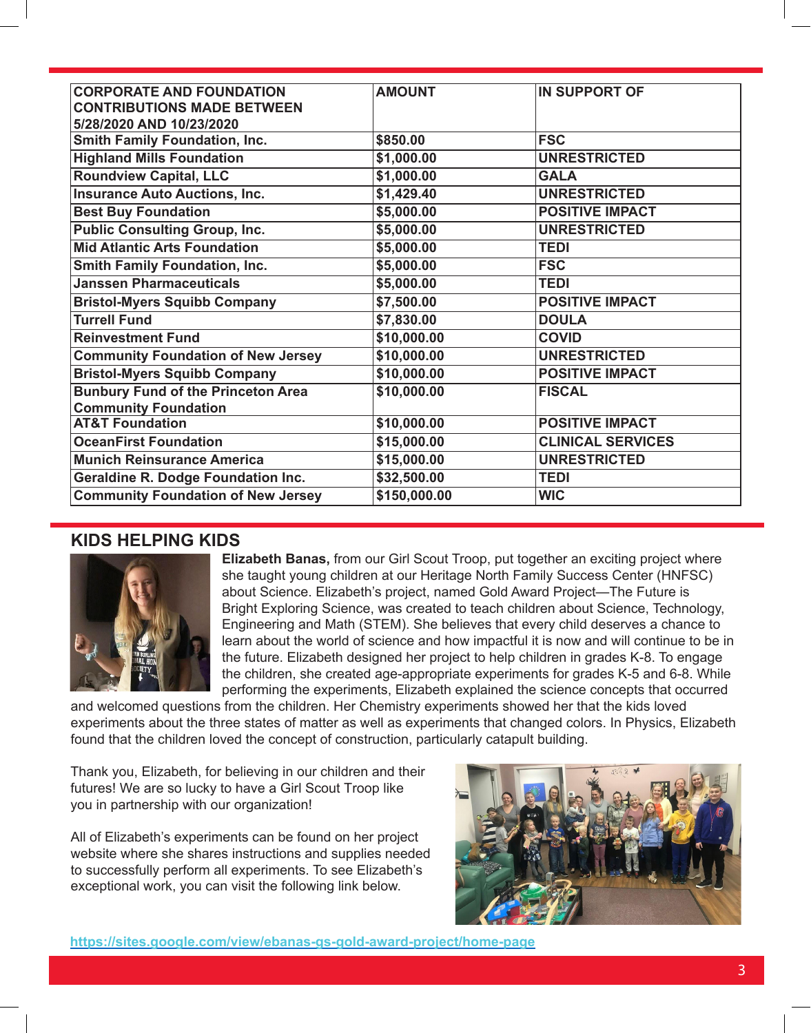| CORPORATE AND FOUNDATION CONTRIBUTIONS MADE BETWEEN 5/28/2020 AND 10/23/2020 | AMOUNT | IN SUPPORT OF |
|---|---|---|
| Smith Family Foundation, Inc. | $850.00 | FSC |
| Highland Mills Foundation | $1,000.00 | UNRESTRICTED |
| Roundview Capital, LLC | $1,000.00 | GALA |
| Insurance Auto Auctions, Inc. | $1,429.40 | UNRESTRICTED |
| Best Buy Foundation | $5,000.00 | POSITIVE IMPACT |
| Public Consulting Group, Inc. | $5,000.00 | UNRESTRICTED |
| Mid Atlantic Arts Foundation | $5,000.00 | TEDI |
| Smith Family Foundation, Inc. | $5,000.00 | FSC |
| Janssen Pharmaceuticals | $5,000.00 | TEDI |
| Bristol-Myers Squibb Company | $7,500.00 | POSITIVE IMPACT |
| Turrell Fund | $7,830.00 | DOULA |
| Reinvestment Fund | $10,000.00 | COVID |
| Community Foundation of New Jersey | $10,000.00 | UNRESTRICTED |
| Bristol-Myers Squibb Company | $10,000.00 | POSITIVE IMPACT |
| Bunbury Fund of the Princeton Area Community Foundation | $10,000.00 | FISCAL |
| AT&T Foundation | $10,000.00 | POSITIVE IMPACT |
| OceanFirst Foundation | $15,000.00 | CLINICAL SERVICES |
| Munich Reinsurance America | $15,000.00 | UNRESTRICTED |
| Geraldine R. Dodge Foundation Inc. | $32,500.00 | TEDI |
| Community Foundation of New Jersey | $150,000.00 | WIC |

## KIDS HELPING KIDS

**Elizabeth Banas,** from our Girl Scout Troop, put together an exciting project where she taught young children at our Heritage North Family Success Center (HNFSC) about Science. Elizabeth's project, named Gold Award Project—The Future is Bright Exploring Science, was created to teach children about Science, Technology, Engineering and Math (STEM). She believes that every child deserves a chance to learn about the world of science and how impactful it is now and will continue to be in the future. Elizabeth designed her project to help children in grades K-8. To engage the children, she created age-appropriate experiments for grades K-5 and 6-8. While performing the experiments, Elizabeth explained the science concepts that occurred and welcomed questions from the children. Her Chemistry experiments showed her that the kids loved experiments about the three states of matter as well as experiments that changed colors. In Physics, Elizabeth found that the children loved the concept of construction, particularly catapult building.

Thank you, Elizabeth, for believing in our children and their futures! We are so lucky to have a Girl Scout Troop like you in partnership with our organization!

All of Elizabeth's experiments can be found on her project website where she shares instructions and supplies needed to successfully perform all experiments. To see Elizabeth's exceptional work, you can visit the following link below.

https://sites.google.com/view/ebanas-gs-gold-award-project/home-page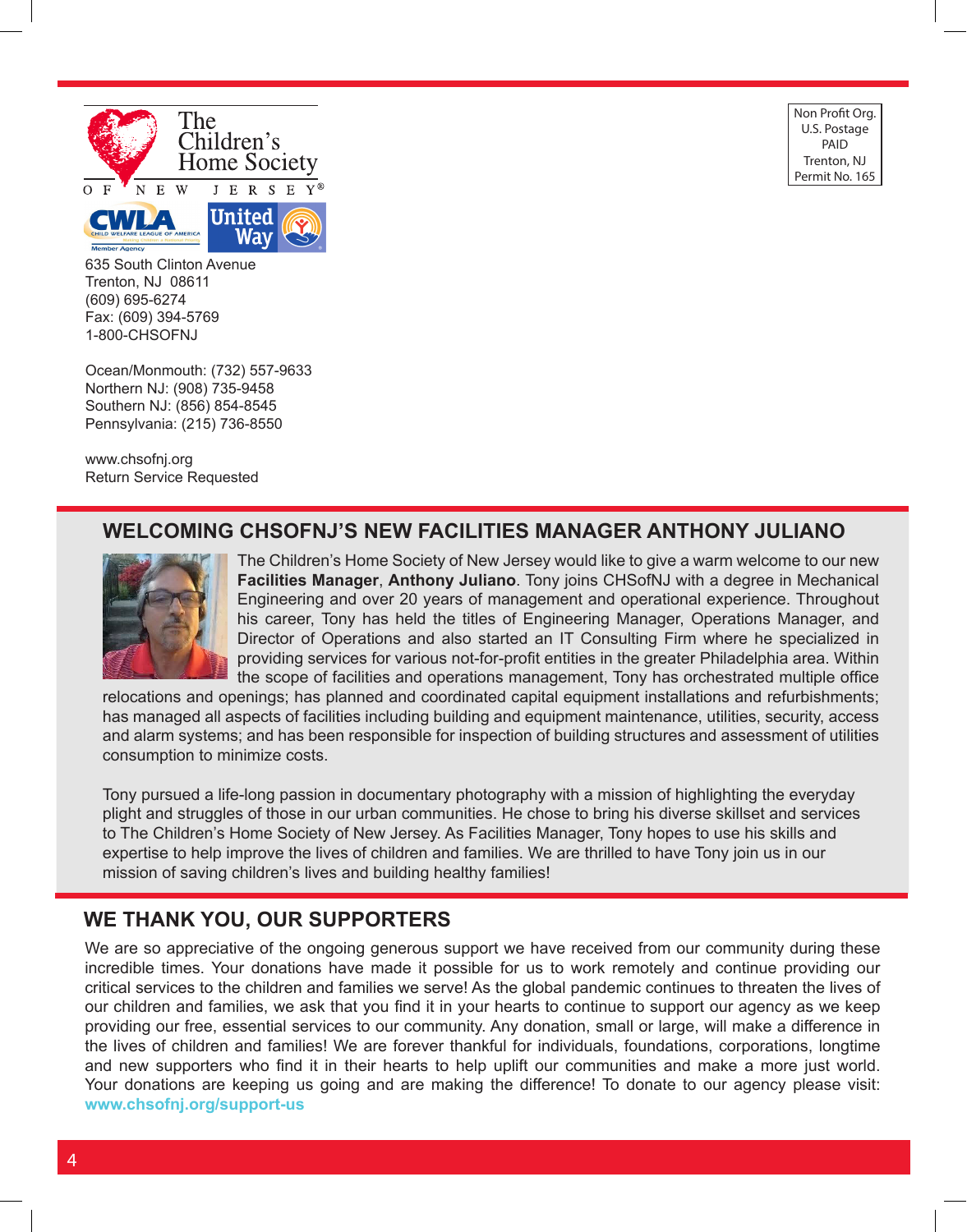The Children's Home Society of New Jersey®

635 South Clinton Avenue
Trenton, NJ 08611
(609) 695-6274
Fax: (609) 394-5769
1-800-CHSOFNJ

Ocean/Monmouth: (732) 557-9633
Northern NJ: (908) 735-9458
Southern NJ: (856) 854-8545
Pennsylvania: (215) 736-8550

www.chsofnj.org
Return Service Requested

Non Profit Org.
U.S. Postage
PAID
Trenton, NJ
Permit No. 165

## WELCOMING CHSOFNJ'S NEW FACILITIES MANAGER ANTHONY JULIANO

The Children's Home Society of New Jersey would like to give a warm welcome to our new **Facilities Manager**, **Anthony Juliano**. Tony joins CHSofNJ with a degree in Mechanical Engineering and over 20 years of management and operational experience. Throughout his career, Tony has held the titles of Engineering Manager, Operations Manager, and Director of Operations and also started an IT Consulting Firm where he specialized in providing services for various not-for-profit entities in the greater Philadelphia area. Within the scope of facilities and operations management, Tony has orchestrated multiple office relocations and openings; has planned and coordinated capital equipment installations and refurbishments; has managed all aspects of facilities including building and equipment maintenance, utilities, security, access and alarm systems; and has been responsible for inspection of building structures and assessment of utilities consumption to minimize costs.

Tony pursued a life-long passion in documentary photography with a mission of highlighting the everyday plight and struggles of those in our urban communities. He chose to bring his diverse skillset and services to The Children's Home Society of New Jersey. As Facilities Manager, Tony hopes to use his skills and expertise to help improve the lives of children and families. We are thrilled to have Tony join us in our mission of saving children's lives and building healthy families!

## WE THANK YOU, OUR SUPPORTERS

We are so appreciative of the ongoing generous support we have received from our community during these incredible times. Your donations have made it possible for us to work remotely and continue providing our critical services to the children and families we serve! As the global pandemic continues to threaten the lives of our children and families, we ask that you find it in your hearts to continue to support our agency as we keep providing our free, essential services to our community. Any donation, small or large, will make a difference in the lives of children and families! We are forever thankful for individuals, foundations, corporations, longtime and new supporters who find it in their hearts to help uplift our communities and make a more just world. Your donations are keeping us going and are making the difference! To donate to our agency please visit: **www.chsofnj.org/support-us**